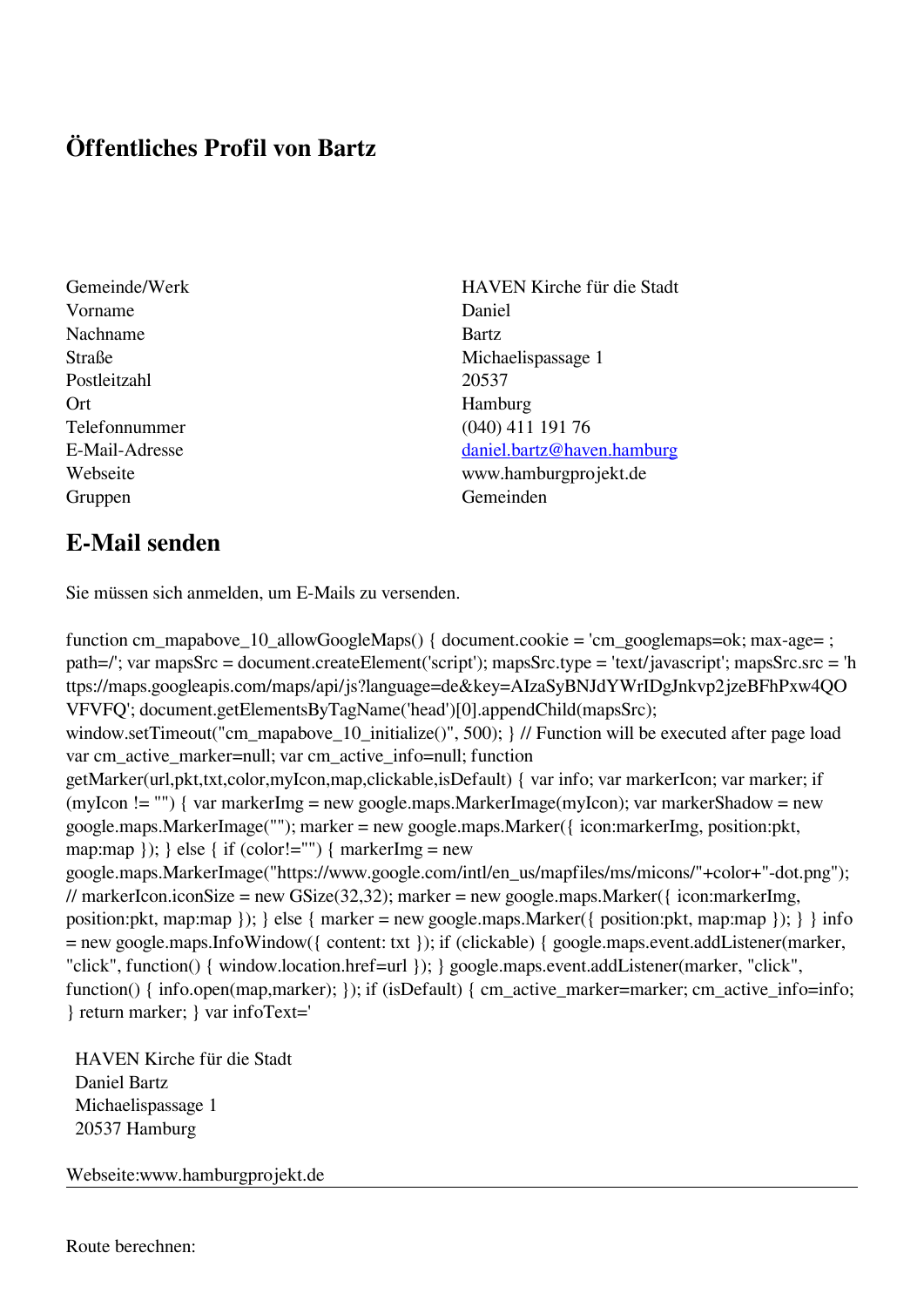# Öffentliches Profil von Bartz

| | |
|---|---|
| Gemeinde/Werk | HAVEN Kirche für die Stadt |
| Vorname | Daniel |
| Nachname | Bartz |
| Straße | Michaelispassage 1 |
| Postleitzahl | 20537 |
| Ort | Hamburg |
| Telefonnummer | (040) 411 191 76 |
| E-Mail-Adresse | daniel.bartz@haven.hamburg |
| Webseite | www.hamburgprojekt.de |
| Gruppen | Gemeinden |

## E-Mail senden

Sie müssen sich anmelden, um E-Mails zu versenden.

```
function cm_mapabove_10_allowGoogleMaps() { document.cookie = 'cm_googlemaps=ok; max-age= ; path=/'; var mapsSrc = document.createElement('script'); mapsSrc.type = 'text/javascript'; mapsSrc.src = 'https://maps.googleapis.com/maps/api/js?language=de&key=AIzaSyBNJdYWrIDgJnkvp2jzeBFhPxw4QOVFVFQ'; document.getElementsByTagName('head')[0].appendChild(mapsSrc); window.setTimeout("cm_mapabove_10_initialize()", 500); } // Function will be executed after page load var cm_active_marker=null; var cm_active_info=null; function getMarker(url,pkt,txt,color,myIcon,map,clickable,isDefault) { var info; var markerIcon; var marker; if (myIcon != "") { var markerImg = new google.maps.MarkerImage(myIcon); var markerShadow = new google.maps.MarkerImage(""); marker = new google.maps.Marker({ icon:markerImg, position:pkt, map:map }); } else { if (color!="") { markerImg = new google.maps.MarkerImage("https://www.google.com/intl/en_us/mapfiles/ms/micons/"+color+"-dot.png"); // markerIcon.iconSize = new GSize(32,32); marker = new google.maps.Marker({ icon:markerImg, position:pkt, map:map }); } else { marker = new google.maps.Marker({ position:pkt, map:map }); } } info = new google.maps.InfoWindow({ content: txt }); if (clickable) { google.maps.event.addListener(marker, "click", function() { window.location.href=url }); } google.maps.event.addListener(marker, "click", function() { info.open(map,marker); }); if (isDefault) { cm_active_marker=marker; cm_active_info=info; } return marker; } var infoText='
```

HAVEN Kirche für die Stadt
Daniel Bartz
Michaelispassage 1
20537 Hamburg

Webseite:www.hamburgprojekt.de

---

Route berechnen: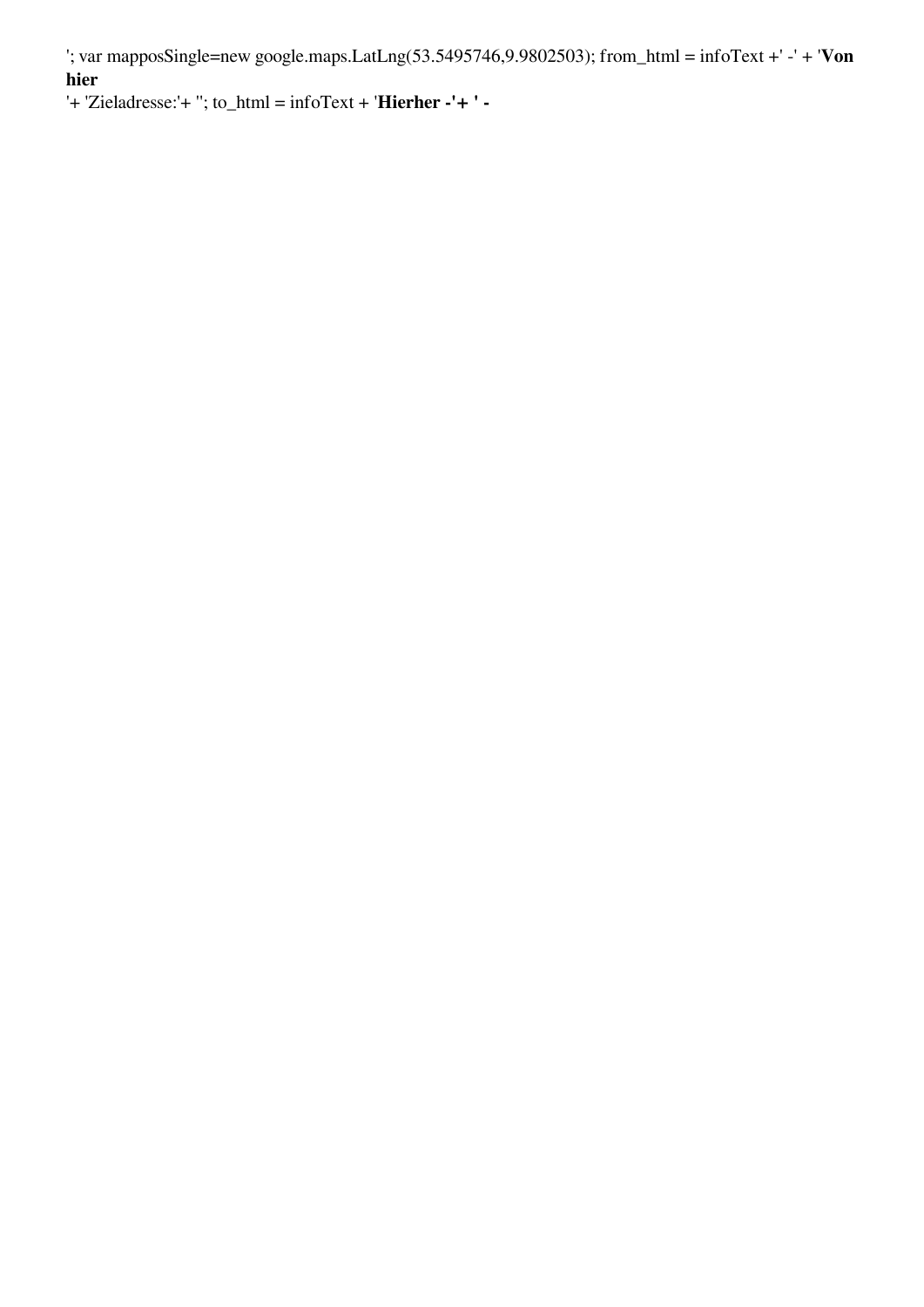'; var mapposSingle=new google.maps.LatLng(53.5495746,9.9802503); from_html = infoText +' -' + '**Von hier**

'+ 'Zieladresse:'+ ''; to_html = infoText + '**Hierher -'+ ' -**